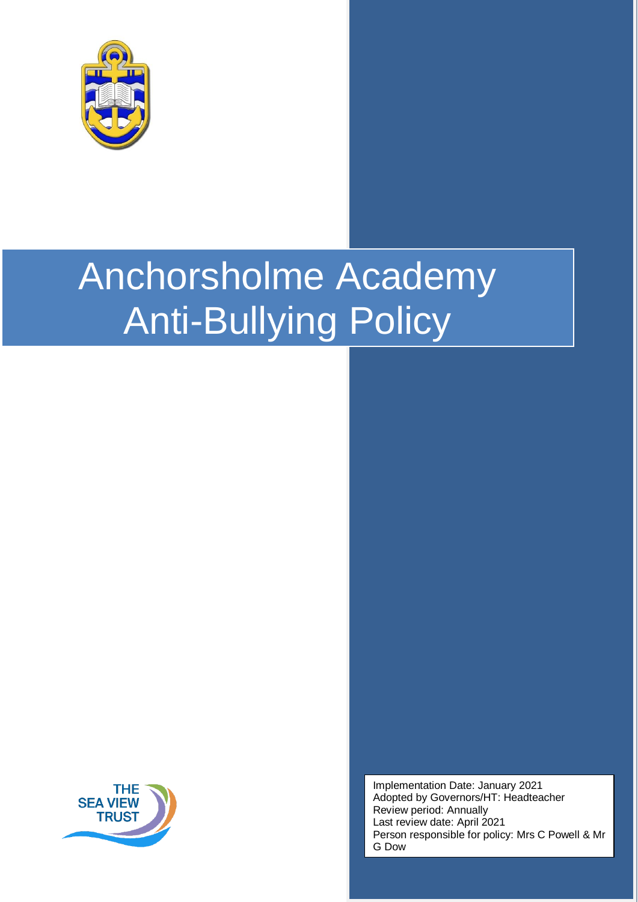# Anchorsholme Academy Anti-Bullying Policy

Implementation Date: January 2021
Adopted by Governors/HT: Headteacher
Review period: Annually
Last review date: April 2021
Person responsible for policy: Mrs C Powell & Mr G Dow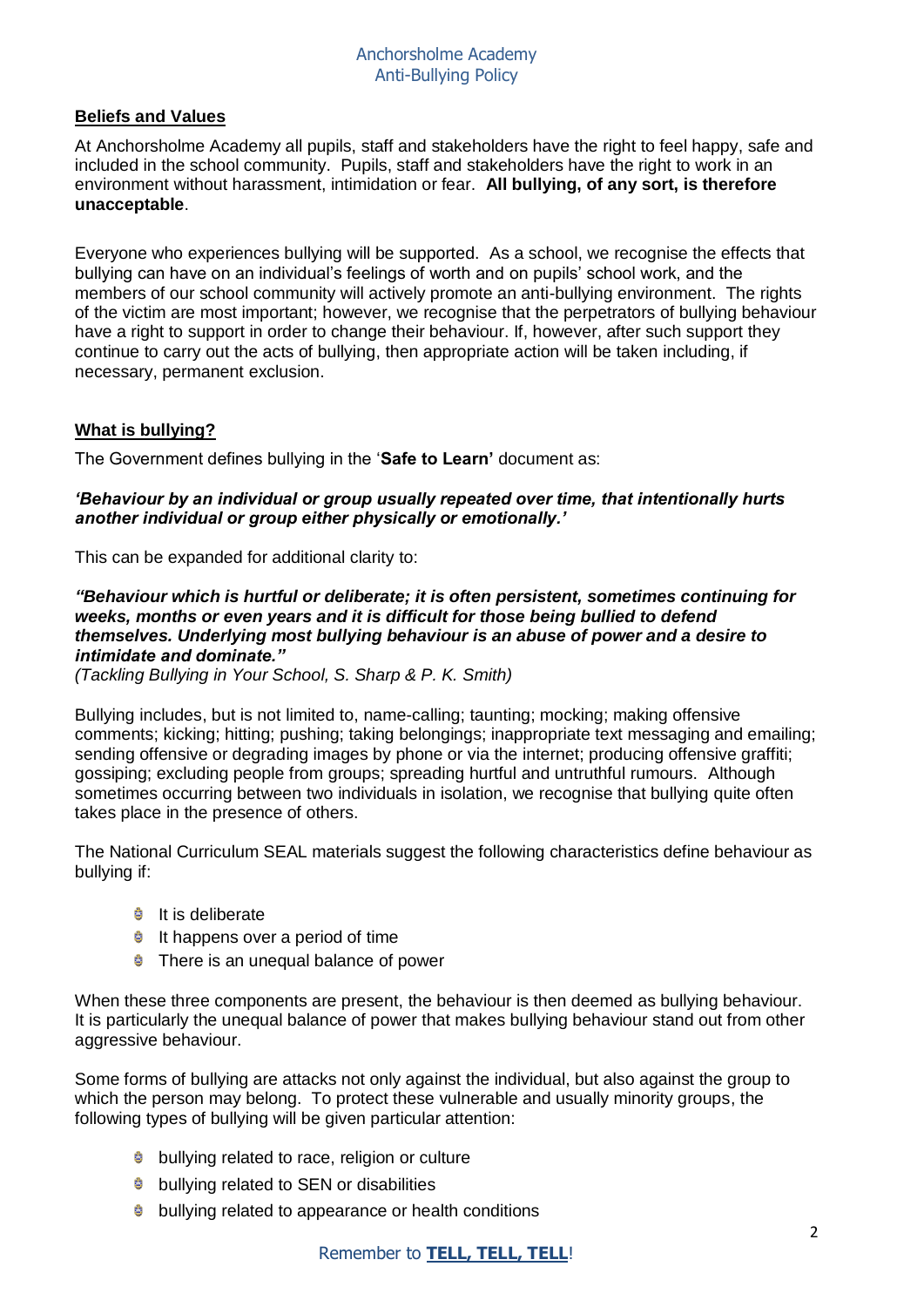## Beliefs and Values

At Anchorsholme Academy all pupils, staff and stakeholders have the right to feel happy, safe and included in the school community. Pupils, staff and stakeholders have the right to work in an environment without harassment, intimidation or fear. **All bullying, of any sort, is therefore unacceptable**.

Everyone who experiences bullying will be supported. As a school, we recognise the effects that bullying can have on an individual's feelings of worth and on pupils' school work, and the members of our school community will actively promote an anti-bullying environment. The rights of the victim are most important; however, we recognise that the perpetrators of bullying behaviour have a right to support in order to change their behaviour. If, however, after such support they continue to carry out the acts of bullying, then appropriate action will be taken including, if necessary, permanent exclusion.

## What is bullying?

The Government defines bullying in the '**Safe to Learn'** document as:

***'Behaviour by an individual or group usually repeated over time, that intentionally hurts another individual or group either physically or emotionally.'***

This can be expanded for additional clarity to:

***"Behaviour which is hurtful or deliberate; it is often persistent, sometimes continuing for weeks, months or even years and it is difficult for those being bullied to defend themselves. Underlying most bullying behaviour is an abuse of power and a desire to intimidate and dominate."***
*(Tackling Bullying in Your School, S. Sharp & P. K. Smith)*

Bullying includes, but is not limited to, name-calling; taunting; mocking; making offensive comments; kicking; hitting; pushing; taking belongings; inappropriate text messaging and emailing; sending offensive or degrading images by phone or via the internet; producing offensive graffiti; gossiping; excluding people from groups; spreading hurtful and untruthful rumours. Although sometimes occurring between two individuals in isolation, we recognise that bullying quite often takes place in the presence of others.

The National Curriculum SEAL materials suggest the following characteristics define behaviour as bullying if:

- It is deliberate
- It happens over a period of time
- There is an unequal balance of power

When these three components are present, the behaviour is then deemed as bullying behaviour. It is particularly the unequal balance of power that makes bullying behaviour stand out from other aggressive behaviour.

Some forms of bullying are attacks not only against the individual, but also against the group to which the person may belong. To protect these vulnerable and usually minority groups, the following types of bullying will be given particular attention:

- bullying related to race, religion or culture
- bullying related to SEN or disabilities
- bullying related to appearance or health conditions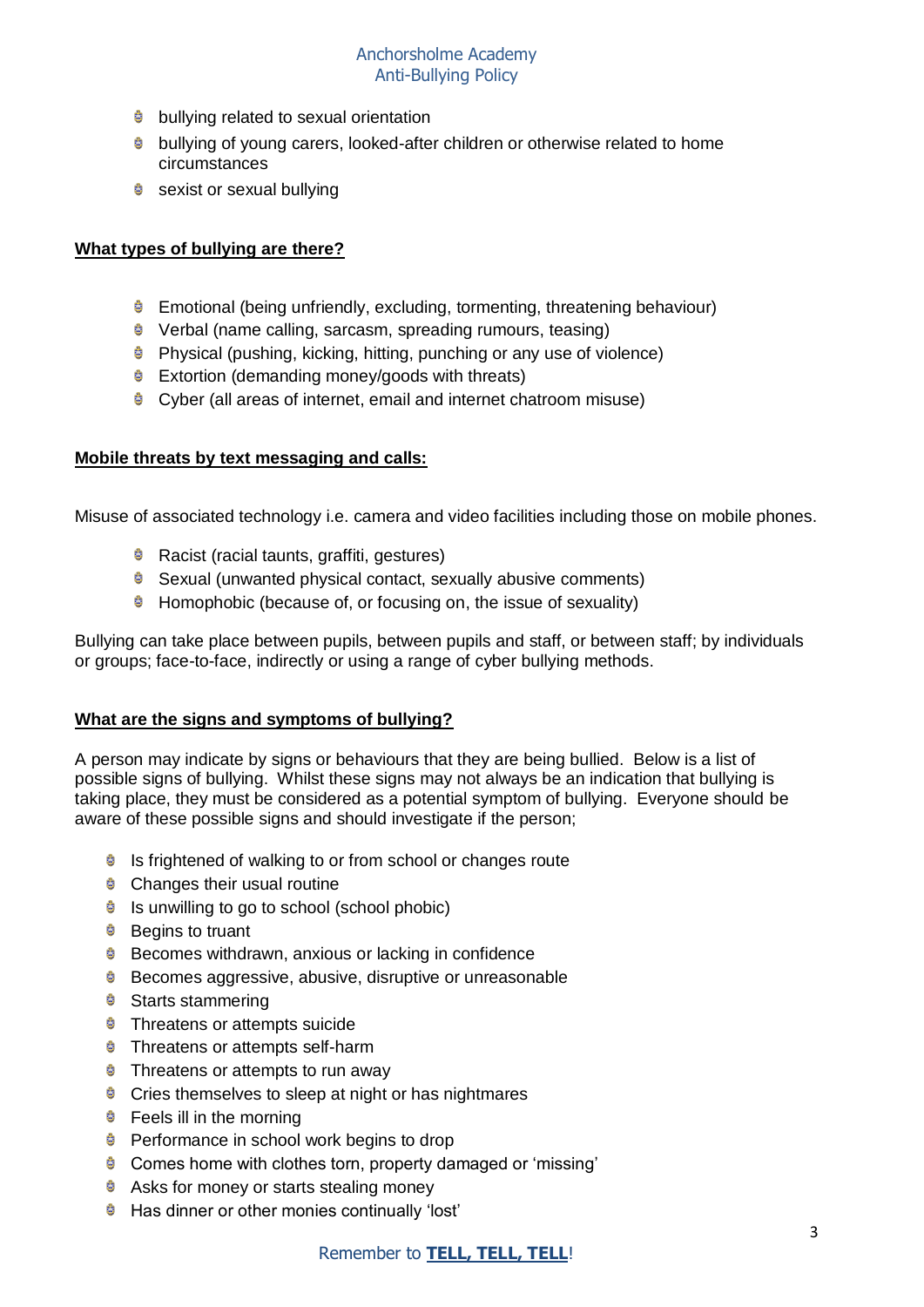- bullying related to sexual orientation
- bullying of young carers, looked-after children or otherwise related to home circumstances
- sexist or sexual bullying

**<u>What types of bullying are there?</u>**

- Emotional (being unfriendly, excluding, tormenting, threatening behaviour)
- Verbal (name calling, sarcasm, spreading rumours, teasing)
- Physical (pushing, kicking, hitting, punching or any use of violence)
- Extortion (demanding money/goods with threats)
- Cyber (all areas of internet, email and internet chatroom misuse)

**<u>Mobile threats by text messaging and calls:</u>**

Misuse of associated technology i.e. camera and video facilities including those on mobile phones.

- Racist (racial taunts, graffiti, gestures)
- Sexual (unwanted physical contact, sexually abusive comments)
- Homophobic (because of, or focusing on, the issue of sexuality)

Bullying can take place between pupils, between pupils and staff, or between staff; by individuals or groups; face-to-face, indirectly or using a range of cyber bullying methods.

**<u>What are the signs and symptoms of bullying?</u>**

A person may indicate by signs or behaviours that they are being bullied. Below is a list of possible signs of bullying. Whilst these signs may not always be an indication that bullying is taking place, they must be considered as a potential symptom of bullying. Everyone should be aware of these possible signs and should investigate if the person;

- Is frightened of walking to or from school or changes route
- Changes their usual routine
- Is unwilling to go to school (school phobic)
- Begins to truant
- Becomes withdrawn, anxious or lacking in confidence
- Becomes aggressive, abusive, disruptive or unreasonable
- Starts stammering
- Threatens or attempts suicide
- Threatens or attempts self-harm
- Threatens or attempts to run away
- Cries themselves to sleep at night or has nightmares
- Feels ill in the morning
- Performance in school work begins to drop
- Comes home with clothes torn, property damaged or 'missing'
- Asks for money or starts stealing money
- Has dinner or other monies continually 'lost'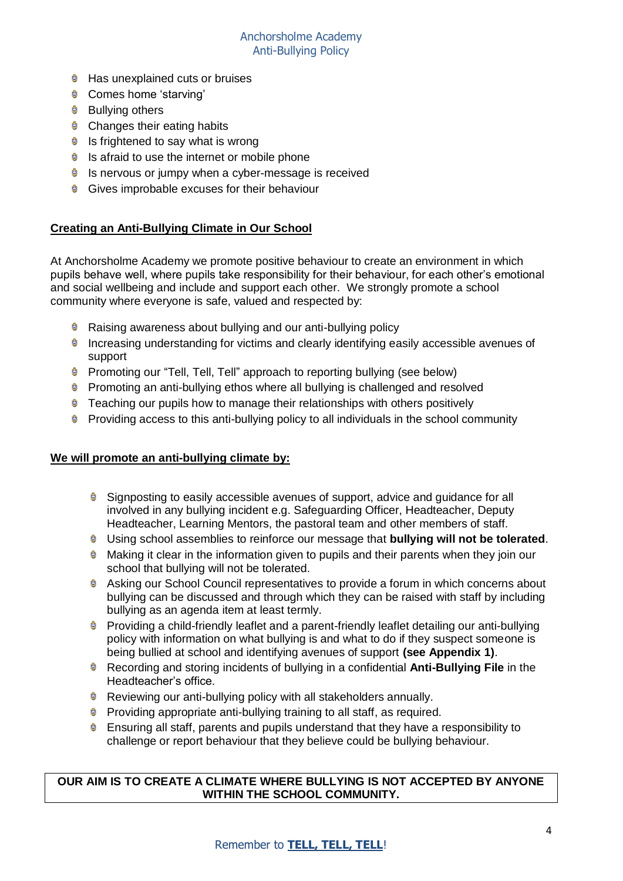- Has unexplained cuts or bruises
- Comes home 'starving'
- Bullying others
- Changes their eating habits
- Is frightened to say what is wrong
- Is afraid to use the internet or mobile phone
- Is nervous or jumpy when a cyber-message is received
- Gives improbable excuses for their behaviour

## Creating an Anti-Bullying Climate in Our School

At Anchorsholme Academy we promote positive behaviour to create an environment in which pupils behave well, where pupils take responsibility for their behaviour, for each other's emotional and social wellbeing and include and support each other. We strongly promote a school community where everyone is safe, valued and respected by:

- Raising awareness about bullying and our anti-bullying policy
- Increasing understanding for victims and clearly identifying easily accessible avenues of support
- Promoting our "Tell, Tell, Tell" approach to reporting bullying (see below)
- Promoting an anti-bullying ethos where all bullying is challenged and resolved
- Teaching our pupils how to manage their relationships with others positively
- Providing access to this anti-bullying policy to all individuals in the school community

## We will promote an anti-bullying climate by:

- Signposting to easily accessible avenues of support, advice and guidance for all involved in any bullying incident e.g. Safeguarding Officer, Headteacher, Deputy Headteacher, Learning Mentors, the pastoral team and other members of staff.
- Using school assemblies to reinforce our message that **bullying will not be tolerated**.
- Making it clear in the information given to pupils and their parents when they join our school that bullying will not be tolerated.
- Asking our School Council representatives to provide a forum in which concerns about bullying can be discussed and through which they can be raised with staff by including bullying as an agenda item at least termly.
- Providing a child-friendly leaflet and a parent-friendly leaflet detailing our anti-bullying policy with information on what bullying is and what to do if they suspect someone is being bullied at school and identifying avenues of support **(see Appendix 1)**.
- Recording and storing incidents of bullying in a confidential **Anti-Bullying File** in the Headteacher's office.
- Reviewing our anti-bullying policy with all stakeholders annually.
- Providing appropriate anti-bullying training to all staff, as required.
- Ensuring all staff, parents and pupils understand that they have a responsibility to challenge or report behaviour that they believe could be bullying behaviour.

**OUR AIM IS TO CREATE A CLIMATE WHERE BULLYING IS NOT ACCEPTED BY ANYONE WITHIN THE SCHOOL COMMUNITY.**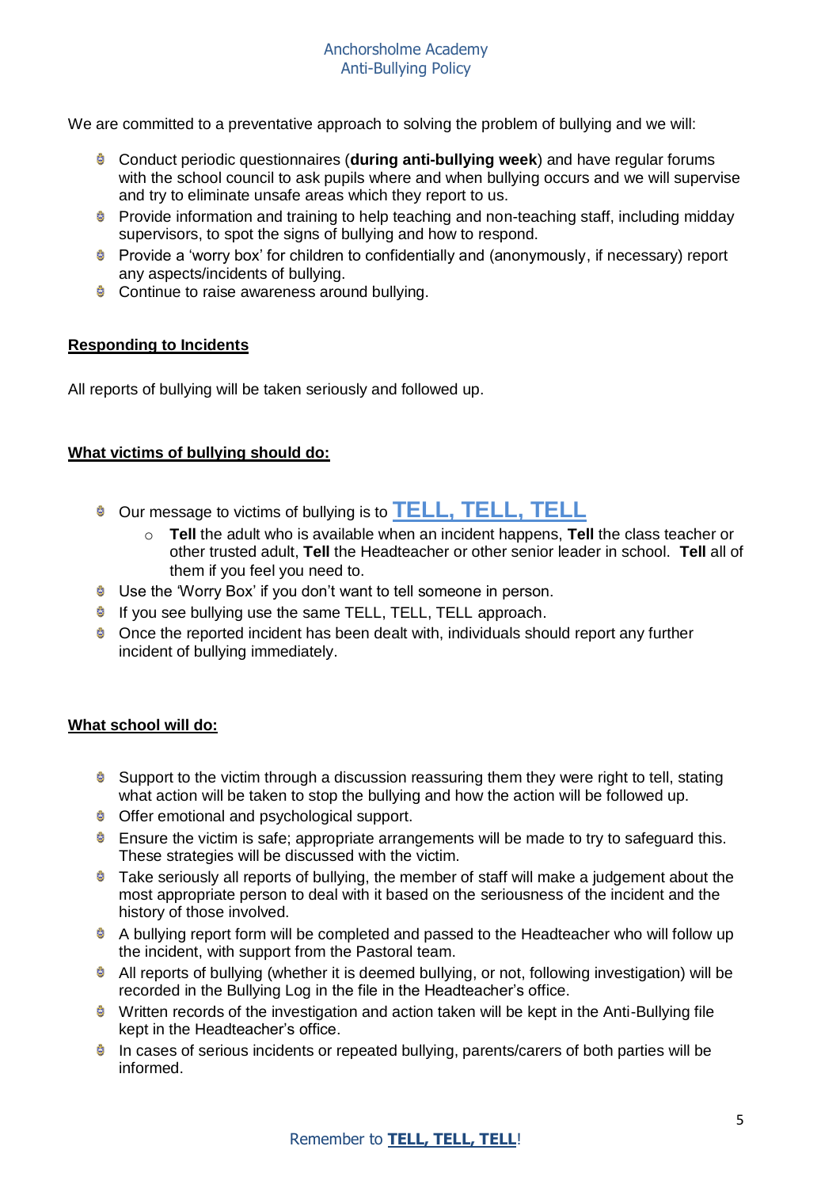We are committed to a preventative approach to solving the problem of bullying and we will:

- Conduct periodic questionnaires (**during anti-bullying week**) and have regular forums with the school council to ask pupils where and when bullying occurs and we will supervise and try to eliminate unsafe areas which they report to us.
- Provide information and training to help teaching and non-teaching staff, including midday supervisors, to spot the signs of bullying and how to respond.
- Provide a 'worry box' for children to confidentially and (anonymously, if necessary) report any aspects/incidents of bullying.
- Continue to raise awareness around bullying.

## Responding to Incidents

All reports of bullying will be taken seriously and followed up.

## What victims of bullying should do:

- Our message to victims of bullying is to **TELL, TELL, TELL**
  - **Tell** the adult who is available when an incident happens, **Tell** the class teacher or other trusted adult, **Tell** the Headteacher or other senior leader in school. **Tell** all of them if you feel you need to.
- Use the 'Worry Box' if you don't want to tell someone in person.
- If you see bullying use the same TELL, TELL, TELL approach.
- Once the reported incident has been dealt with, individuals should report any further incident of bullying immediately.

## What school will do:

- Support to the victim through a discussion reassuring them they were right to tell, stating what action will be taken to stop the bullying and how the action will be followed up.
- Offer emotional and psychological support.
- Ensure the victim is safe; appropriate arrangements will be made to try to safeguard this. These strategies will be discussed with the victim.
- Take seriously all reports of bullying, the member of staff will make a judgement about the most appropriate person to deal with it based on the seriousness of the incident and the history of those involved.
- A bullying report form will be completed and passed to the Headteacher who will follow up the incident, with support from the Pastoral team.
- All reports of bullying (whether it is deemed bullying, or not, following investigation) will be recorded in the Bullying Log in the file in the Headteacher's office.
- Written records of the investigation and action taken will be kept in the Anti-Bullying file kept in the Headteacher's office.
- In cases of serious incidents or repeated bullying, parents/carers of both parties will be informed.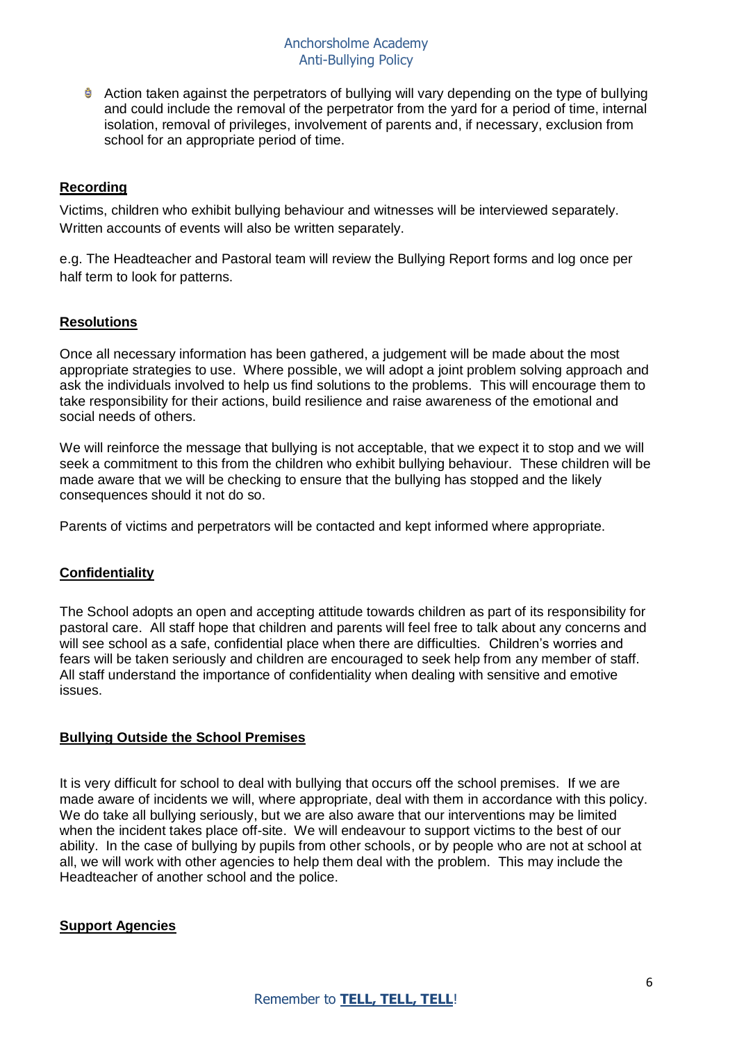- Action taken against the perpetrators of bullying will vary depending on the type of bullying and could include the removal of the perpetrator from the yard for a period of time, internal isolation, removal of privileges, involvement of parents and, if necessary, exclusion from school for an appropriate period of time.

## Recording

Victims, children who exhibit bullying behaviour and witnesses will be interviewed separately. Written accounts of events will also be written separately.

e.g. The Headteacher and Pastoral team will review the Bullying Report forms and log once per half term to look for patterns.

## Resolutions

Once all necessary information has been gathered, a judgement will be made about the most appropriate strategies to use. Where possible, we will adopt a joint problem solving approach and ask the individuals involved to help us find solutions to the problems. This will encourage them to take responsibility for their actions, build resilience and raise awareness of the emotional and social needs of others.

We will reinforce the message that bullying is not acceptable, that we expect it to stop and we will seek a commitment to this from the children who exhibit bullying behaviour. These children will be made aware that we will be checking to ensure that the bullying has stopped and the likely consequences should it not do so.

Parents of victims and perpetrators will be contacted and kept informed where appropriate.

## Confidentiality

The School adopts an open and accepting attitude towards children as part of its responsibility for pastoral care. All staff hope that children and parents will feel free to talk about any concerns and will see school as a safe, confidential place when there are difficulties. Children's worries and fears will be taken seriously and children are encouraged to seek help from any member of staff. All staff understand the importance of confidentiality when dealing with sensitive and emotive issues.

## Bullying Outside the School Premises

It is very difficult for school to deal with bullying that occurs off the school premises. If we are made aware of incidents we will, where appropriate, deal with them in accordance with this policy. We do take all bullying seriously, but we are also aware that our interventions may be limited when the incident takes place off-site. We will endeavour to support victims to the best of our ability. In the case of bullying by pupils from other schools, or by people who are not at school at all, we will work with other agencies to help them deal with the problem. This may include the Headteacher of another school and the police.

## Support Agencies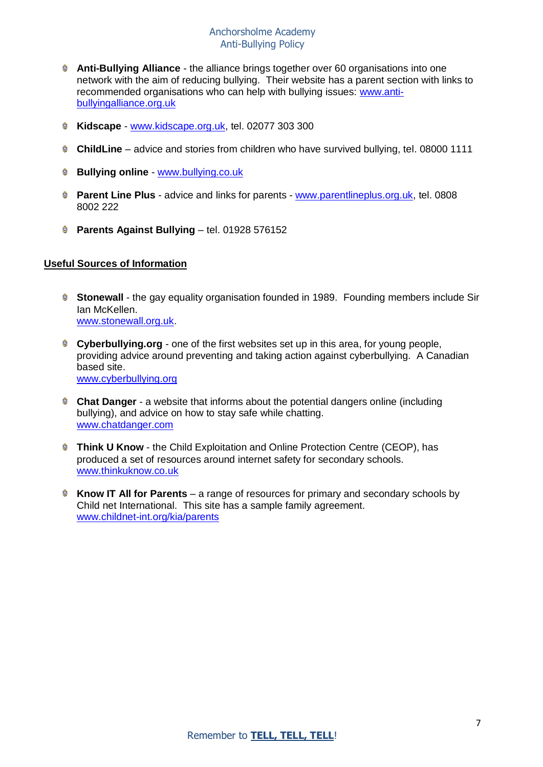- **Anti-Bullying Alliance** - the alliance brings together over 60 organisations into one network with the aim of reducing bullying. Their website has a parent section with links to recommended organisations who can help with bullying issues: www.anti-bullyingalliance.org.uk

- **Kidscape** - www.kidscape.org.uk, tel. 02077 303 300

- **ChildLine** – advice and stories from children who have survived bullying, tel. 08000 1111

- **Bullying online** - www.bullying.co.uk

- **Parent Line Plus** - advice and links for parents - www.parentlineplus.org.uk, tel. 0808 8002 222

- **Parents Against Bullying** – tel. 01928 576152

**Useful Sources of Information**

- **Stonewall** - the gay equality organisation founded in 1989. Founding members include Sir Ian McKellen.
  www.stonewall.org.uk.

- **Cyberbullying.org** - one of the first websites set up in this area, for young people, providing advice around preventing and taking action against cyberbullying. A Canadian based site.
  www.cyberbullying.org

- **Chat Danger** - a website that informs about the potential dangers online (including bullying), and advice on how to stay safe while chatting.
  www.chatdanger.com

- **Think U Know** - the Child Exploitation and Online Protection Centre (CEOP), has produced a set of resources around internet safety for secondary schools.
  www.thinkuknow.co.uk

- **Know IT All for Parents** – a range of resources for primary and secondary schools by Child net International. This site has a sample family agreement.
  www.childnet-int.org/kia/parents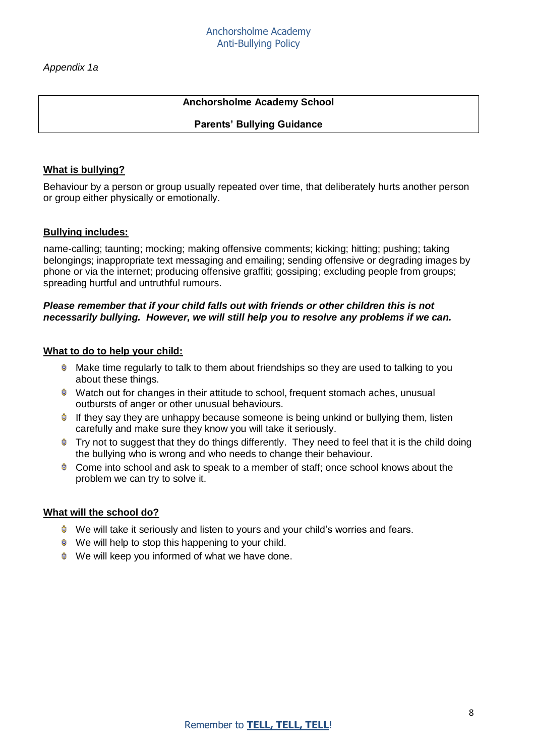*Appendix 1a*

**Anchorsholme Academy School**

**Parents' Bullying Guidance**

**What is bullying?**

Behaviour by a person or group usually repeated over time, that deliberately hurts another person or group either physically or emotionally.

**Bullying includes:**

name-calling; taunting; mocking; making offensive comments; kicking; hitting; pushing; taking belongings; inappropriate text messaging and emailing; sending offensive or degrading images by phone or via the internet; producing offensive graffiti; gossiping; excluding people from groups; spreading hurtful and untruthful rumours.

***Please remember that if your child falls out with friends or other children this is not necessarily bullying. However, we will still help you to resolve any problems if we can.***

**What to do to help your child:**

- Make time regularly to talk to them about friendships so they are used to talking to you about these things.
- Watch out for changes in their attitude to school, frequent stomach aches, unusual outbursts of anger or other unusual behaviours.
- If they say they are unhappy because someone is being unkind or bullying them, listen carefully and make sure they know you will take it seriously.
- Try not to suggest that they do things differently. They need to feel that it is the child doing the bullying who is wrong and who needs to change their behaviour.
- Come into school and ask to speak to a member of staff; once school knows about the problem we can try to solve it.

**What will the school do?**

- We will take it seriously and listen to yours and your child's worries and fears.
- We will help to stop this happening to your child.
- We will keep you informed of what we have done.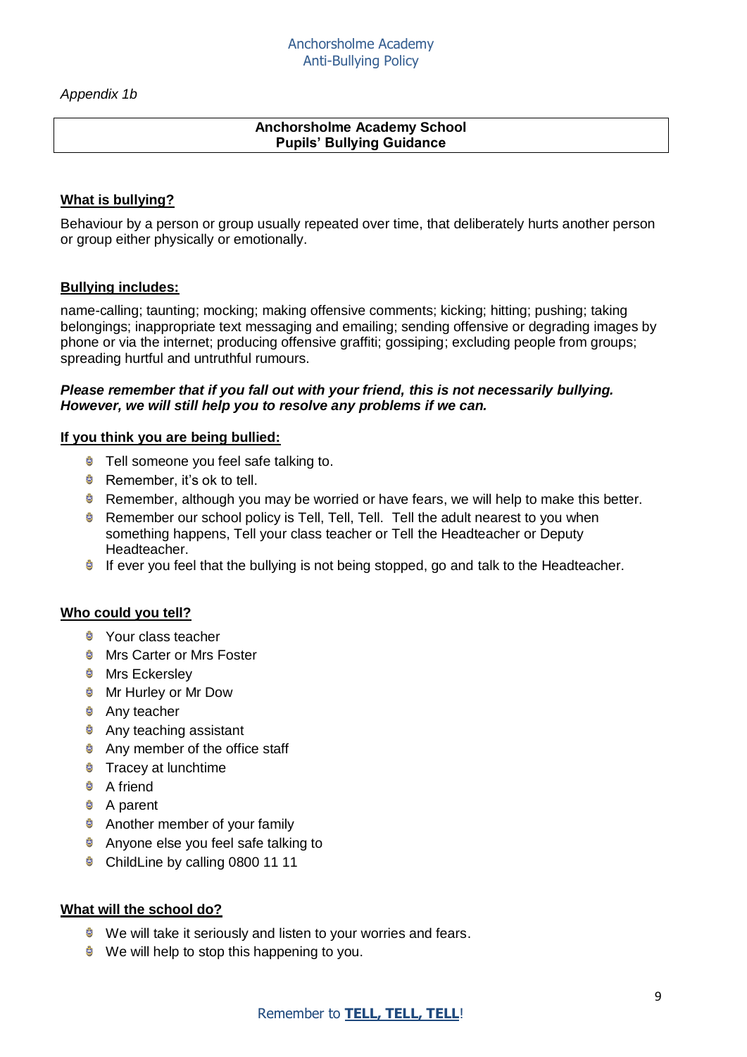*Appendix 1b*

**Anchorsholme Academy School**
**Pupils' Bullying Guidance**

## What is bullying?

Behaviour by a person or group usually repeated over time, that deliberately hurts another person or group either physically or emotionally.

## Bullying includes:

name-calling; taunting; mocking; making offensive comments; kicking; hitting; pushing; taking belongings; inappropriate text messaging and emailing; sending offensive or degrading images by phone or via the internet; producing offensive graffiti; gossiping; excluding people from groups; spreading hurtful and untruthful rumours.

***Please remember that if you fall out with your friend, this is not necessarily bullying. However, we will still help you to resolve any problems if we can.***

## If you think you are being bullied:

- Tell someone you feel safe talking to.
- Remember, it's ok to tell.
- Remember, although you may be worried or have fears, we will help to make this better.
- Remember our school policy is Tell, Tell, Tell. Tell the adult nearest to you when something happens, Tell your class teacher or Tell the Headteacher or Deputy Headteacher.
- If ever you feel that the bullying is not being stopped, go and talk to the Headteacher.

## Who could you tell?

- Your class teacher
- Mrs Carter or Mrs Foster
- Mrs Eckersley
- Mr Hurley or Mr Dow
- Any teacher
- Any teaching assistant
- Any member of the office staff
- Tracey at lunchtime
- A friend
- A parent
- Another member of your family
- Anyone else you feel safe talking to
- ChildLine by calling 0800 11 11

## What will the school do?

- We will take it seriously and listen to your worries and fears.
- We will help to stop this happening to you.

Remember to **TELL, TELL, TELL**!